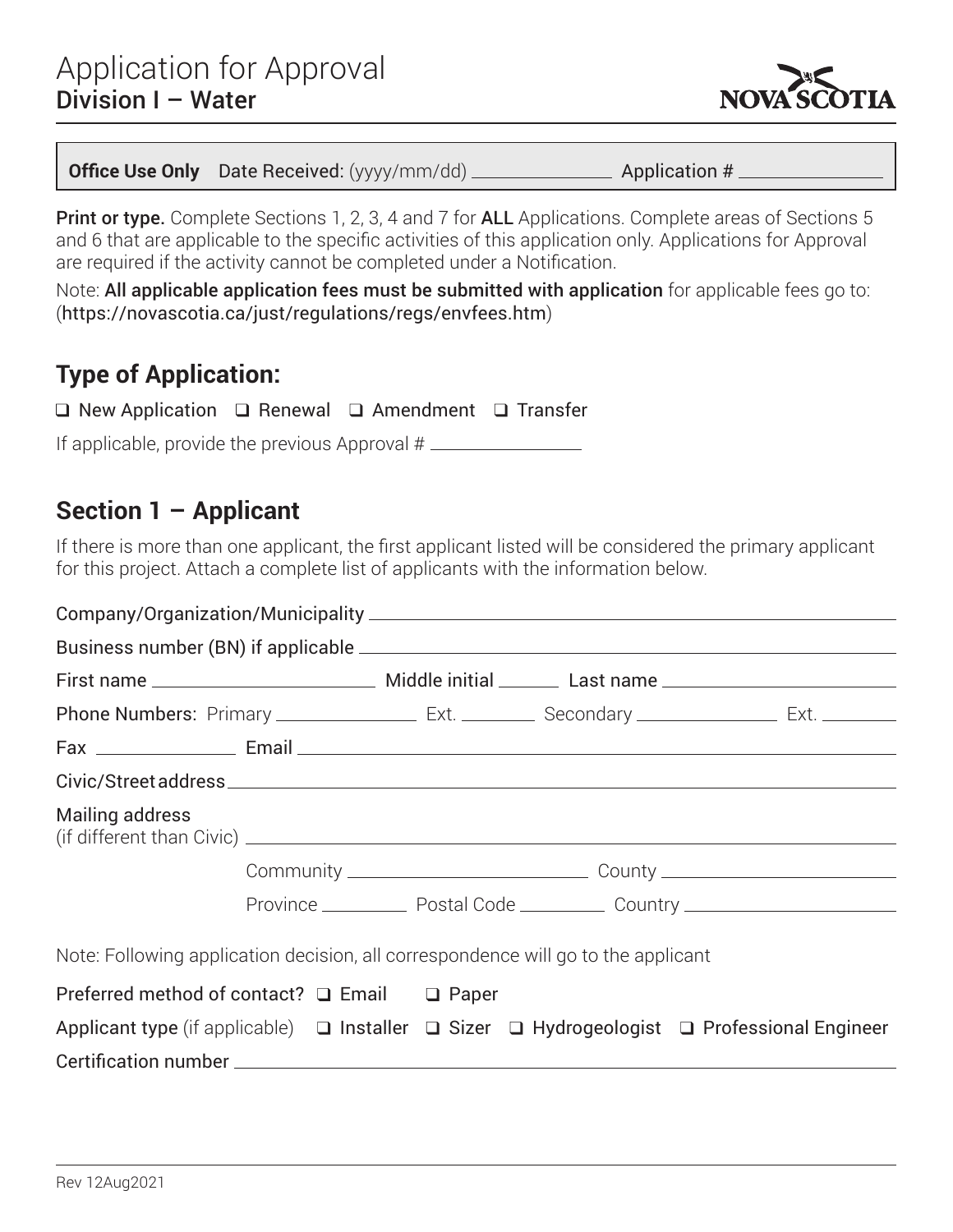# Application for Approval
## Division I – Water

**Office Use Only** Date Received: (yyyy/mm/dd) ______________ Application # ______________

**Print or type.** Complete Sections 1, 2, 3, 4 and 7 for **ALL** Applications. Complete areas of Sections 5 and 6 that are applicable to the specific activities of this application only. Applications for Approval are required if the activity cannot be completed under a Notification.

Note: **All applicable application fees must be submitted with application** for applicable fees go to: (https://novascotia.ca/just/regulations/regs/envfees.htm)

## Type of Application:

❑ New Application ❑ Renewal ❑ Amendment ❑ Transfer

If applicable, provide the previous Approval # ______________

## Section 1 – Applicant

If there is more than one applicant, the first applicant listed will be considered the primary applicant for this project. Attach a complete list of applicants with the information below.

Company/Organization/Municipality ______________

Business number (BN) if applicable ______________

First name ______________ Middle initial ______ Last name ______________

Phone Numbers: Primary ______________ Ext. ________ Secondary ______________ Ext. ________

Fax ______________ Email ______________

Civic/Street address ______________

Mailing address (if different than Civic) ______________

Community ______________ County ______________

Province __________ Postal Code __________ Country ______________

Note: Following application decision, all correspondence will go to the applicant

Preferred method of contact? ❑ Email ❑ Paper

Applicant type (if applicable) ❑ Installer ❑ Sizer ❑ Hydrogeologist ❑ Professional Engineer

Certification number ______________

Rev 12Aug2021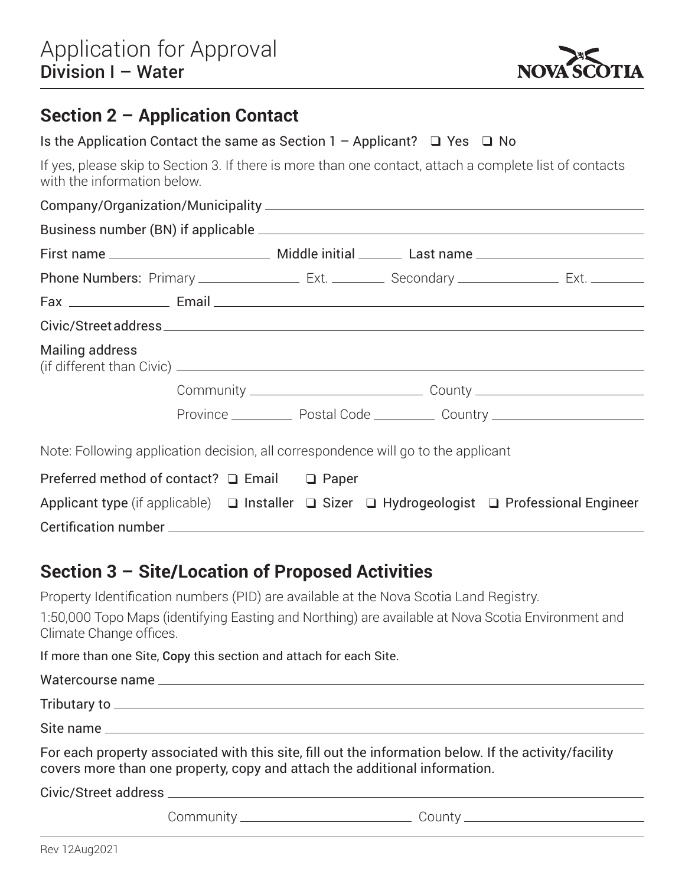# Application for Approval
## Division I – Water

## Section 2 – Application Contact

Is the Application Contact the same as Section 1 – Applicant? ❑ Yes ❑ No

If yes, please skip to Section 3. If there is more than one contact, attach a complete list of contacts with the information below.

Company/Organization/Municipality \_\_\_\_\_\_\_\_\_\_\_\_\_\_\_\_\_\_\_\_\_\_\_\_\_\_\_\_\_\_\_\_\_\_\_\_\_\_\_\_

Business number (BN) if applicable \_\_\_\_\_\_\_\_\_\_\_\_\_\_\_\_\_\_\_\_\_\_\_\_\_\_\_\_\_\_\_\_\_\_\_\_\_\_\_\_

First name \_\_\_\_\_\_\_\_\_\_\_\_\_\_\_\_ Middle initial \_\_\_\_\_ Last name \_\_\_\_\_\_\_\_\_\_\_\_\_\_\_\_

Phone Numbers: Primary \_\_\_\_\_\_\_\_\_\_\_\_ Ext. \_\_\_\_\_\_ Secondary \_\_\_\_\_\_\_\_\_\_\_\_ Ext. \_\_\_\_\_\_

Fax \_\_\_\_\_\_\_\_\_\_\_\_ Email \_\_\_\_\_\_\_\_\_\_\_\_\_\_\_\_\_\_\_\_\_\_\_\_\_\_\_\_\_\_\_\_\_\_\_\_\_\_\_\_

Civic/Street address \_\_\_\_\_\_\_\_\_\_\_\_\_\_\_\_\_\_\_\_\_\_\_\_\_\_\_\_\_\_\_\_\_\_\_\_\_\_\_\_

Mailing address
(if different than Civic) \_\_\_\_\_\_\_\_\_\_\_\_\_\_\_\_\_\_\_\_\_\_\_\_\_\_\_\_\_\_\_\_\_\_\_\_\_\_\_\_

Community \_\_\_\_\_\_\_\_\_\_\_\_\_\_\_\_\_\_ County \_\_\_\_\_\_\_\_\_\_\_\_\_\_\_\_\_\_

Province \_\_\_\_\_\_\_\_ Postal Code \_\_\_\_\_\_\_\_ Country \_\_\_\_\_\_\_\_\_\_\_\_\_\_\_\_

Note: Following application decision, all correspondence will go to the applicant

Preferred method of contact? ❑ Email ❑ Paper

Applicant type (if applicable) ❑ Installer ❑ Sizer ❑ Hydrogeologist ❑ Professional Engineer

Certification number \_\_\_\_\_\_\_\_\_\_\_\_\_\_\_\_\_\_\_\_\_\_\_\_\_\_\_\_\_\_\_\_\_\_\_\_\_\_\_\_

## Section 3 – Site/Location of Proposed Activities

Property Identification numbers (PID) are available at the Nova Scotia Land Registry.

1:50,000 Topo Maps (identifying Easting and Northing) are available at Nova Scotia Environment and Climate Change offices.

If more than one Site, Copy this section and attach for each Site.

Watercourse name \_\_\_\_\_\_\_\_\_\_\_\_\_\_\_\_\_\_\_\_\_\_\_\_\_\_\_\_\_\_\_\_\_\_\_\_\_\_\_\_

Tributary to \_\_\_\_\_\_\_\_\_\_\_\_\_\_\_\_\_\_\_\_\_\_\_\_\_\_\_\_\_\_\_\_\_\_\_\_\_\_\_\_

Site name \_\_\_\_\_\_\_\_\_\_\_\_\_\_\_\_\_\_\_\_\_\_\_\_\_\_\_\_\_\_\_\_\_\_\_\_\_\_\_\_

For each property associated with this site, fill out the information below. If the activity/facility covers more than one property, copy and attach the additional information.

Civic/Street address \_\_\_\_\_\_\_\_\_\_\_\_\_\_\_\_\_\_\_\_\_\_\_\_\_\_\_\_\_\_\_\_\_\_\_\_\_\_\_\_

Community \_\_\_\_\_\_\_\_\_\_\_\_\_\_\_\_\_\_ County \_\_\_\_\_\_\_\_\_\_\_\_\_\_\_\_\_\_

Rev 12Aug2021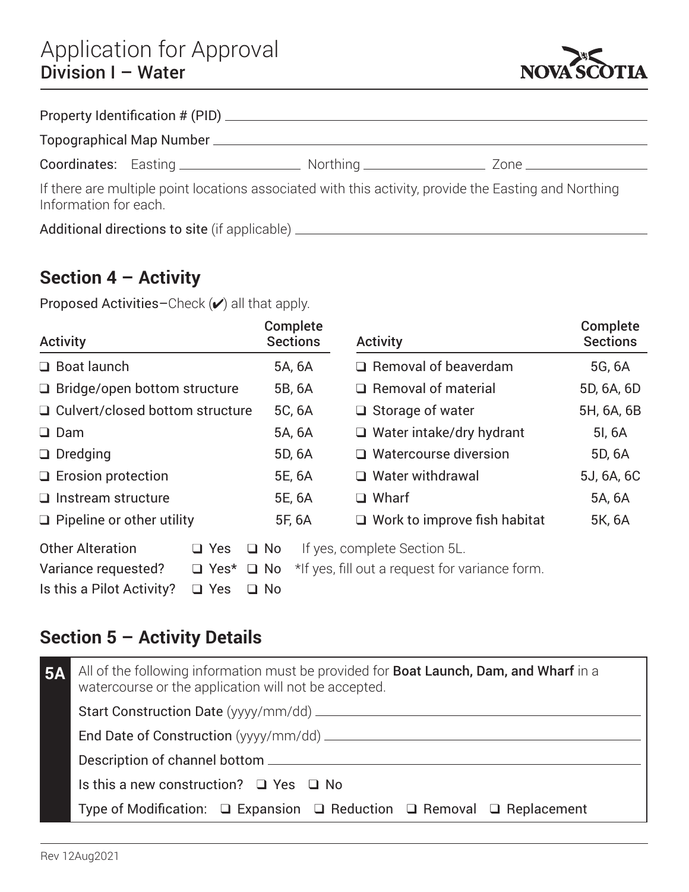# Application for Approval
## Division I – Water

Property Identification # (PID) ______________________________

Topographical Map Number ______________________________

**Coordinates:** Easting ______________ Northing ______________ Zone ______________

If there are multiple point locations associated with this activity, provide the Easting and Northing Information for each.

Additional directions to site (if applicable) ______________________________

## Section 4 – Activity

Proposed Activities–Check (✔) all that apply.

| Activity | Complete Sections | Activity | Complete Sections |
|---|---|---|---|
| ❑ Boat launch | 5A, 6A | ❑ Removal of beaverdam | 5G, 6A |
| ❑ Bridge/open bottom structure | 5B, 6A | ❑ Removal of material | 5D, 6A, 6D |
| ❑ Culvert/closed bottom structure | 5C, 6A | ❑ Storage of water | 5H, 6A, 6B |
| ❑ Dam | 5A, 6A | ❑ Water intake/dry hydrant | 5I, 6A |
| ❑ Dredging | 5D, 6A | ❑ Watercourse diversion | 5D, 6A |
| ❑ Erosion protection | 5E, 6A | ❑ Water withdrawal | 5J, 6A, 6C |
| ❑ Instream structure | 5E, 6A | ❑ Wharf | 5A, 6A |
| ❑ Pipeline or other utility | 5F, 6A | ❑ Work to improve fish habitat | 5K, 6A |

Other Alteration ❑ Yes ❑ No If yes, complete Section 5L.

Variance requested? ❑ Yes* ❑ No *If yes, fill out a request for variance form.

Is this a Pilot Activity? ❑ Yes ❑ No

## Section 5 – Activity Details

**5A**

All of the following information must be provided for **Boat Launch, Dam, and Wharf** in a watercourse or the application will not be accepted.

Start Construction Date (yyyy/mm/dd) ______________________________

End Date of Construction (yyyy/mm/dd) ______________________________

Description of channel bottom ______________________________

Is this a new construction? ❑ Yes ❑ No

Type of Modification: ❑ Expansion ❑ Reduction ❑ Removal ❑ Replacement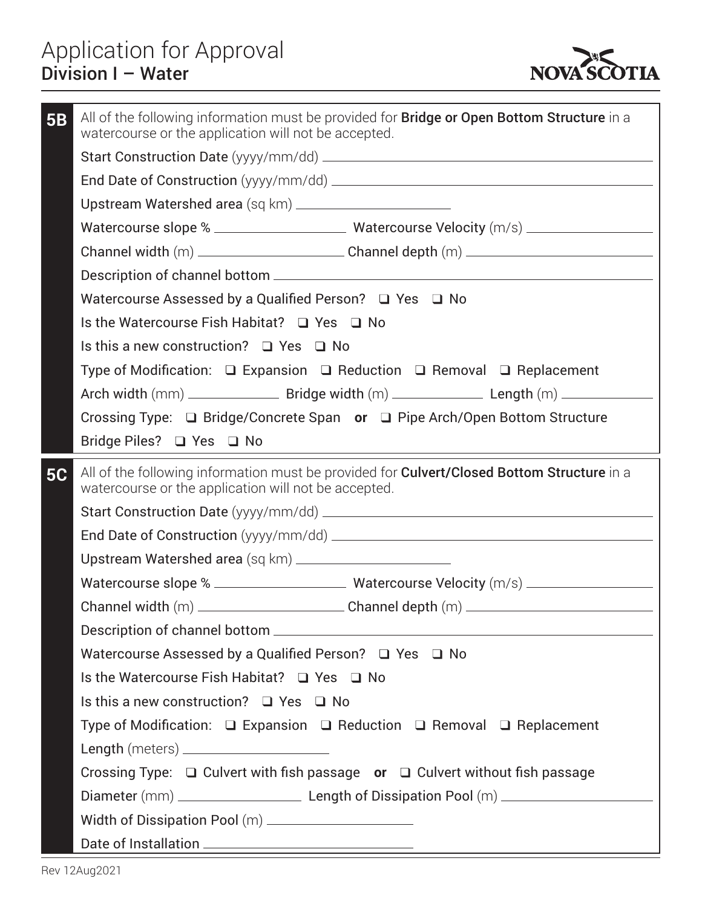# Application for Approval
## Division I – Water

**5B** All of the following information must be provided for **Bridge or Open Bottom Structure** in a watercourse or the application will not be accepted.

Start Construction Date (yyyy/mm/dd) ______________________________

End Date of Construction (yyyy/mm/dd) ______________________________

Upstream Watershed area (sq km) ______________________________

Watercourse slope % ______________________ Watercourse Velocity (m/s) ______________________

Channel width (m) ______________________ Channel depth (m) ______________________

Description of channel bottom ______________________________

Watercourse Assessed by a Qualified Person? ❑ Yes ❑ No

Is the Watercourse Fish Habitat? ❑ Yes ❑ No

Is this a new construction? ❑ Yes ❑ No

Type of Modification: ❑ Expansion ❑ Reduction ❑ Removal ❑ Replacement

Arch width (mm) ______________ Bridge width (m) ______________ Length (m) ______________

Crossing Type: ❑ Bridge/Concrete Span **or** ❑ Pipe Arch/Open Bottom Structure

Bridge Piles? ❑ Yes ❑ No

**5C** All of the following information must be provided for **Culvert/Closed Bottom Structure** in a watercourse or the application will not be accepted.

Start Construction Date (yyyy/mm/dd) ______________________________

End Date of Construction (yyyy/mm/dd) ______________________________

Upstream Watershed area (sq km) ______________________________

Watercourse slope % ______________________ Watercourse Velocity (m/s) ______________________

Channel width (m) ______________________ Channel depth (m) ______________________

Description of channel bottom ______________________________

Watercourse Assessed by a Qualified Person? ❑ Yes ❑ No

Is the Watercourse Fish Habitat? ❑ Yes ❑ No

Is this a new construction? ❑ Yes ❑ No

Type of Modification: ❑ Expansion ❑ Reduction ❑ Removal ❑ Replacement

Length (meters) ______________________

Crossing Type: ❑ Culvert with fish passage **or** ❑ Culvert without fish passage

Diameter (mm) ______________________ Length of Dissipation Pool (m) ______________________

Width of Dissipation Pool (m) ______________________

Date of Installation ______________________

Rev 12Aug2021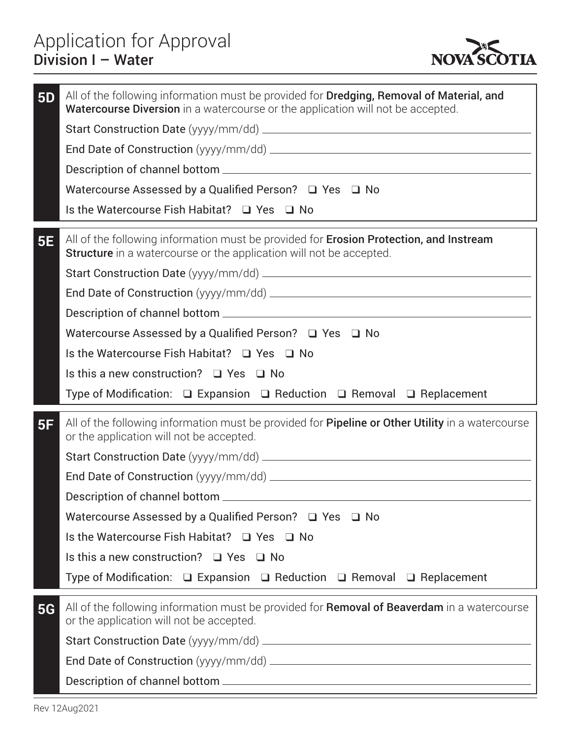# Application for Approval
## Division I – Water

### 5D

All of the following information must be provided for **Dredging, Removal of Material, and Watercourse Diversion** in a watercourse or the application will not be accepted.

Start Construction Date (yyyy/mm/dd) ____________________

End Date of Construction (yyyy/mm/dd) ____________________

Description of channel bottom ____________________

Watercourse Assessed by a Qualified Person? ❑ Yes ❑ No

Is the Watercourse Fish Habitat? ❑ Yes ❑ No

### 5E

All of the following information must be provided for **Erosion Protection, and Instream Structure** in a watercourse or the application will not be accepted.

Start Construction Date (yyyy/mm/dd) ____________________

End Date of Construction (yyyy/mm/dd) ____________________

Description of channel bottom ____________________

Watercourse Assessed by a Qualified Person? ❑ Yes ❑ No

Is the Watercourse Fish Habitat? ❑ Yes ❑ No

Is this a new construction? ❑ Yes ❑ No

Type of Modification: ❑ Expansion ❑ Reduction ❑ Removal ❑ Replacement

### 5F

All of the following information must be provided for **Pipeline or Other Utility** in a watercourse or the application will not be accepted.

Start Construction Date (yyyy/mm/dd) ____________________

End Date of Construction (yyyy/mm/dd) ____________________

Description of channel bottom ____________________

Watercourse Assessed by a Qualified Person? ❑ Yes ❑ No

Is the Watercourse Fish Habitat? ❑ Yes ❑ No

Is this a new construction? ❑ Yes ❑ No

Type of Modification: ❑ Expansion ❑ Reduction ❑ Removal ❑ Replacement

### 5G

All of the following information must be provided for **Removal of Beaverdam** in a watercourse or the application will not be accepted.

Start Construction Date (yyyy/mm/dd) ____________________

End Date of Construction (yyyy/mm/dd) ____________________

Description of channel bottom ____________________

Rev 12Aug2021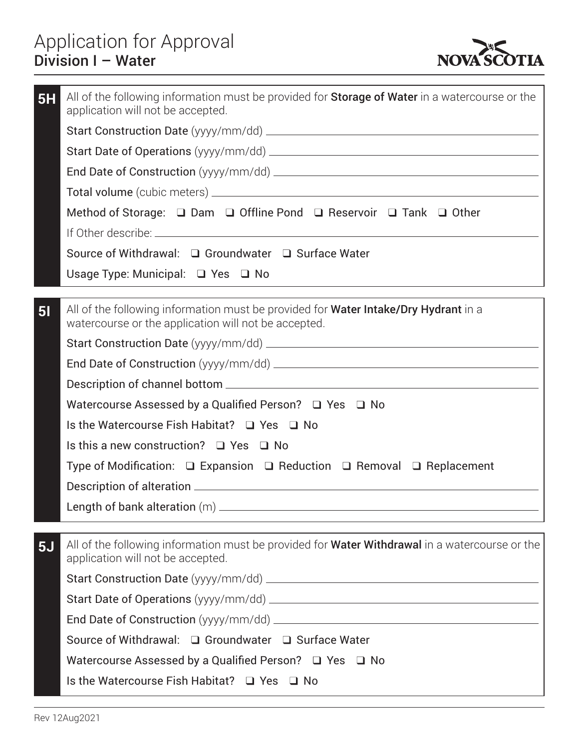# Application for Approval
## Division I – Water

**5H**

All of the following information must be provided for **Storage of Water** in a watercourse or the application will not be accepted.

Start Construction Date (yyyy/mm/dd) ______________________________

Start Date of Operations (yyyy/mm/dd) ______________________________

End Date of Construction (yyyy/mm/dd) ______________________________

Total volume (cubic meters) ______________________________

Method of Storage: ❑ Dam ❑ Offline Pond ❑ Reservoir ❑ Tank ❑ Other

If Other describe: ______________________________

Source of Withdrawal: ❑ Groundwater ❑ Surface Water

Usage Type: Municipal: ❑ Yes ❑ No

**5I**

All of the following information must be provided for **Water Intake/Dry Hydrant** in a watercourse or the application will not be accepted.

Start Construction Date (yyyy/mm/dd) ______________________________

End Date of Construction (yyyy/mm/dd) ______________________________

Description of channel bottom ______________________________

Watercourse Assessed by a Qualified Person? ❑ Yes ❑ No

Is the Watercourse Fish Habitat? ❑ Yes ❑ No

Is this a new construction? ❑ Yes ❑ No

Type of Modification: ❑ Expansion ❑ Reduction ❑ Removal ❑ Replacement

Description of alteration ______________________________

Length of bank alteration (m) ______________________________

**5J**

All of the following information must be provided for **Water Withdrawal** in a watercourse or the application will not be accepted.

Start Construction Date (yyyy/mm/dd) ______________________________

Start Date of Operations (yyyy/mm/dd) ______________________________

End Date of Construction (yyyy/mm/dd) ______________________________

Source of Withdrawal: ❑ Groundwater ❑ Surface Water

Watercourse Assessed by a Qualified Person? ❑ Yes ❑ No

Is the Watercourse Fish Habitat? ❑ Yes ❑ No

Rev 12Aug2021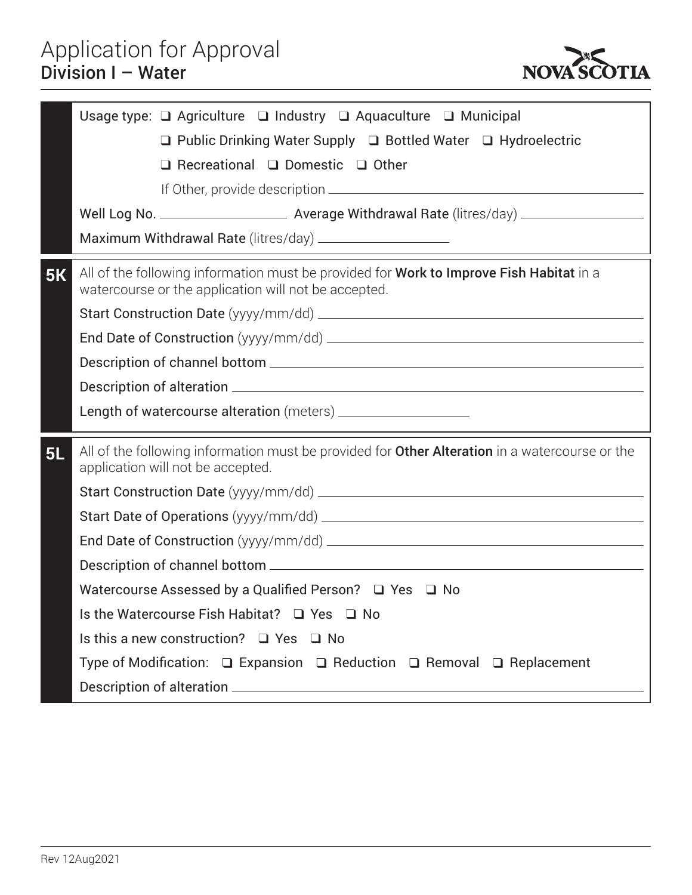# Application for Approval
## Division I – Water

Usage type: ❑ Agriculture ❑ Industry ❑ Aquaculture ❑ Municipal

❑ Public Drinking Water Supply ❑ Bottled Water ❑ Hydroelectric

❑ Recreational ❑ Domestic ❑ Other

If Other, provide description ______________________________

Well Log No. ____________ Average Withdrawal Rate (litres/day) ____________

Maximum Withdrawal Rate (litres/day) ____________

**5K** All of the following information must be provided for **Work to Improve Fish Habitat** in a watercourse or the application will not be accepted.

Start Construction Date (yyyy/mm/dd) ______________________________

End Date of Construction (yyyy/mm/dd) ______________________________

Description of channel bottom ______________________________

Description of alteration ______________________________

Length of watercourse alteration (meters) ____________

**5L** All of the following information must be provided for **Other Alteration** in a watercourse or the application will not be accepted.

Start Construction Date (yyyy/mm/dd) ______________________________

Start Date of Operations (yyyy/mm/dd) ______________________________

End Date of Construction (yyyy/mm/dd) ______________________________

Description of channel bottom ______________________________

Watercourse Assessed by a Qualified Person? ❑ Yes ❑ No

Is the Watercourse Fish Habitat? ❑ Yes ❑ No

Is this a new construction? ❑ Yes ❑ No

Type of Modification: ❑ Expansion ❑ Reduction ❑ Removal ❑ Replacement

Description of alteration ______________________________

Rev 12Aug2021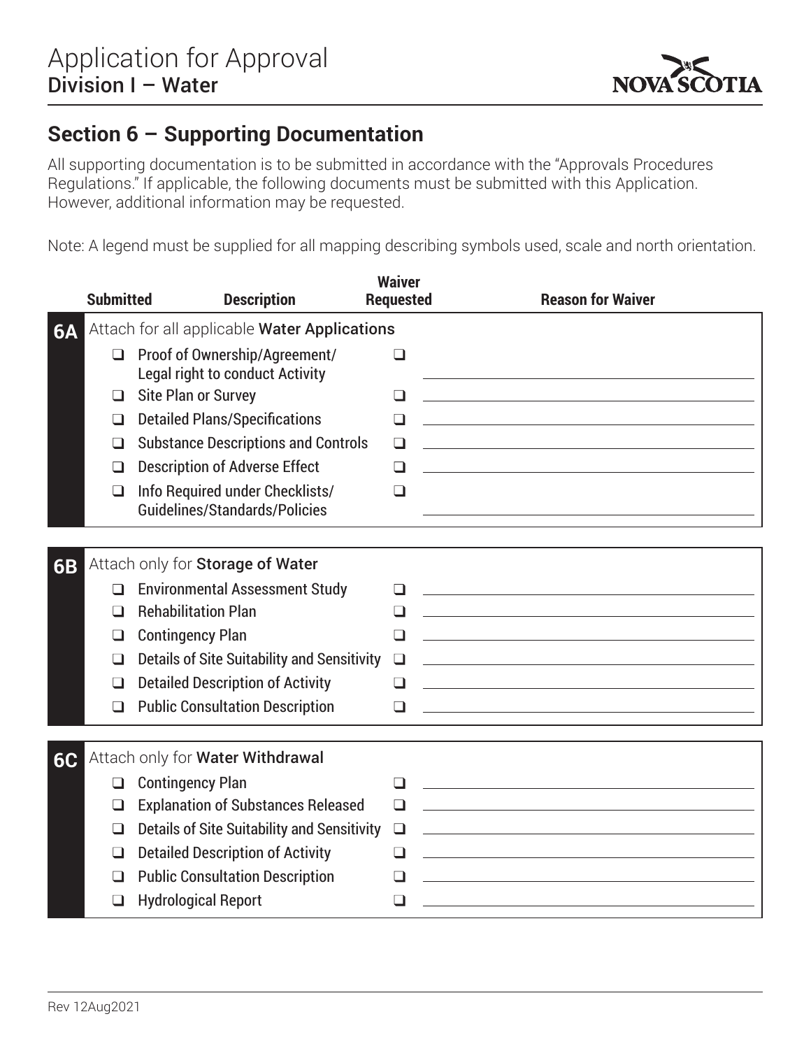# Application for Approval
## Division I – Water

## Section 6 – Supporting Documentation

All supporting documentation is to be submitted in accordance with the "Approvals Procedures Regulations." If applicable, the following documents must be submitted with this Application. However, additional information may be requested.

Note: A legend must be supplied for all mapping describing symbols used, scale and north orientation.

| | Submitted | Description | Waiver Requested | Reason for Waiver |
|---|---|---|---|---|
| **6A** | Attach for all applicable **Water Applications** | | | |
| | ❑ | Proof of Ownership/Agreement/ Legal right to conduct Activity | ❑ | |
| | ❑ | Site Plan or Survey | ❑ | |
| | ❑ | Detailed Plans/Specifications | ❑ | |
| | ❑ | Substance Descriptions and Controls | ❑ | |
| | ❑ | Description of Adverse Effect | ❑ | |
| | ❑ | Info Required under Checklists/ Guidelines/Standards/Policies | ❑ | |
| **6B** | Attach only for **Storage of Water** | | | |
| | ❑ | Environmental Assessment Study | ❑ | |
| | ❑ | Rehabilitation Plan | ❑ | |
| | ❑ | Contingency Plan | ❑ | |
| | ❑ | Details of Site Suitability and Sensitivity | ❑ | |
| | ❑ | Detailed Description of Activity | ❑ | |
| | ❑ | Public Consultation Description | ❑ | |
| **6C** | Attach only for **Water Withdrawal** | | | |
| | ❑ | Contingency Plan | ❑ | |
| | ❑ | Explanation of Substances Released | ❑ | |
| | ❑ | Details of Site Suitability and Sensitivity | ❑ | |
| | ❑ | Detailed Description of Activity | ❑ | |
| | ❑ | Public Consultation Description | ❑ | |
| | ❑ | Hydrological Report | ❑ | |

Rev 12Aug2021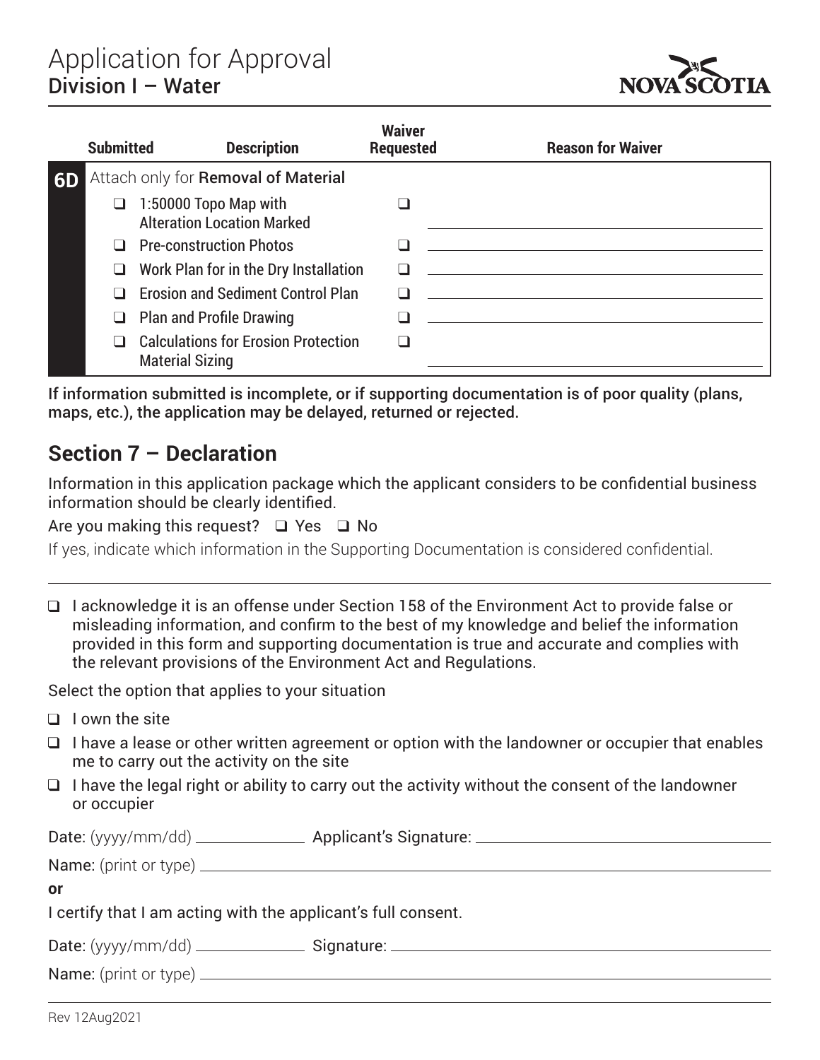# Application for Approval
## Division I – Water

| Submitted | Description | Waiver Requested | Reason for Waiver |
|---|---|---|---|
| **6D** Attach only for **Removal of Material** | | | |
| ❑ | 1:50000 Topo Map with Alteration Location Marked | ❑ | |
| ❑ | Pre-construction Photos | ❑ | |
| ❑ | Work Plan for in the Dry Installation | ❑ | |
| ❑ | Erosion and Sediment Control Plan | ❑ | |
| ❑ | Plan and Profile Drawing | ❑ | |
| ❑ | Calculations for Erosion Protection Material Sizing | ❑ | |

**If information submitted is incomplete, or if supporting documentation is of poor quality (plans, maps, etc.), the application may be delayed, returned or rejected.**

## Section 7 – Declaration

Information in this application package which the applicant considers to be confidential business information should be clearly identified.

Are you making this request? ❑ Yes ❑ No

If yes, indicate which information in the Supporting Documentation is considered confidential.

❑ I acknowledge it is an offense under Section 158 of the Environment Act to provide false or misleading information, and confirm to the best of my knowledge and belief the information provided in this form and supporting documentation is true and accurate and complies with the relevant provisions of the Environment Act and Regulations.

Select the option that applies to your situation

❑ I own the site

❑ I have a lease or other written agreement or option with the landowner or occupier that enables me to carry out the activity on the site

❑ I have the legal right or ability to carry out the activity without the consent of the landowner or occupier

Date: (yyyy/mm/dd) ______________ Applicant's Signature: ______________________________

Name: (print or type) ______________________________

**or**

I certify that I am acting with the applicant's full consent.

Date: (yyyy/mm/dd) ______________ Signature: ______________________________

Name: (print or type) ______________________________

Rev 12Aug2021